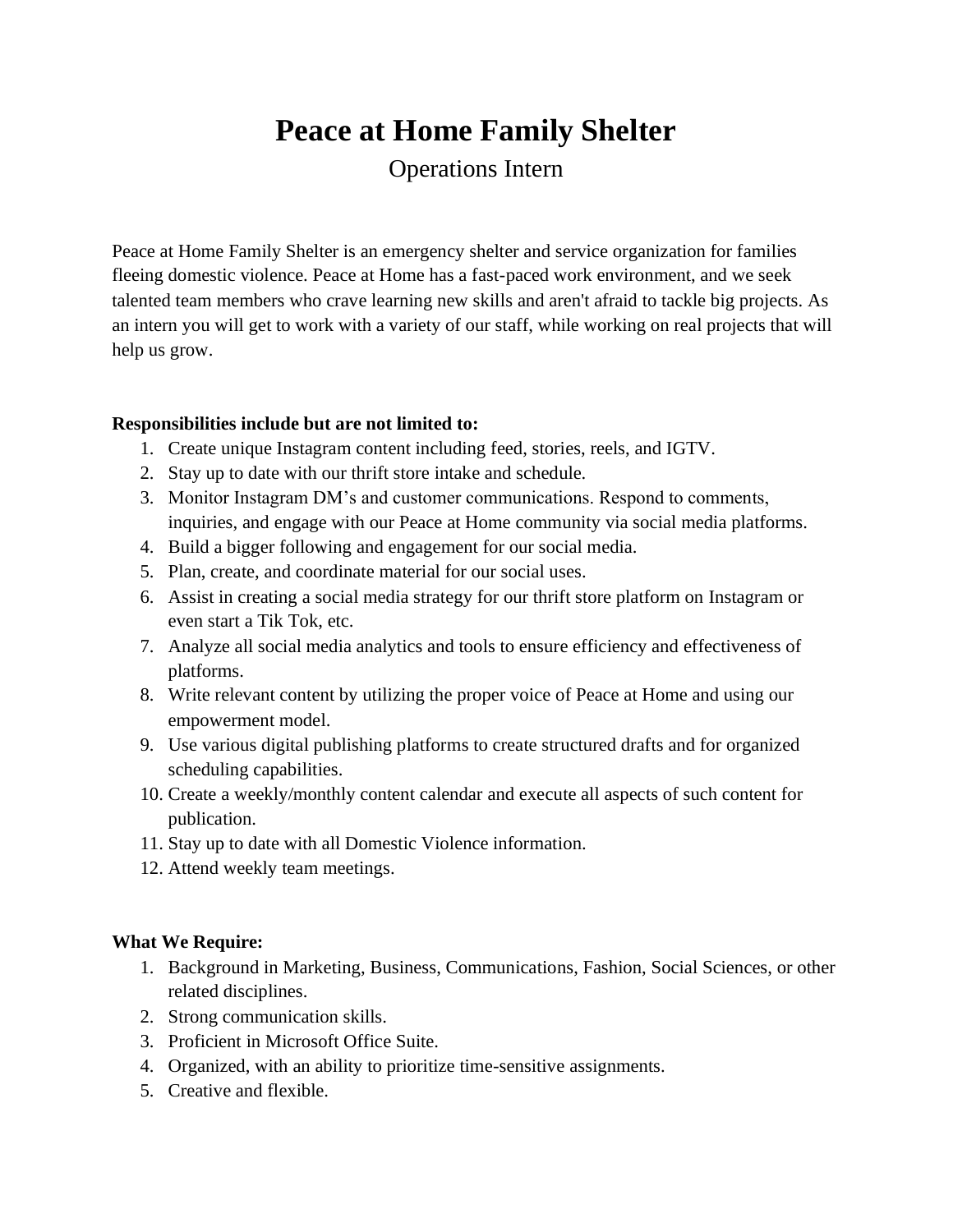# Peace at Home Family Shelter

## Operations Intern

Peace at Home Family Shelter is an emergency shelter and service organization for families fleeing domestic violence. Peace at Home has a fast-paced work environment, and we seek talented team members who crave learning new skills and aren't afraid to tackle big projects. As an intern you will get to work with a variety of our staff, while working on real projects that will help us grow.

**Responsibilities include but are not limited to:**

1. Create unique Instagram content including feed, stories, reels, and IGTV.
2. Stay up to date with our thrift store intake and schedule.
3. Monitor Instagram DM's and customer communications. Respond to comments, inquiries, and engage with our Peace at Home community via social media platforms.
4. Build a bigger following and engagement for our social media.
5. Plan, create, and coordinate material for our social uses.
6. Assist in creating a social media strategy for our thrift store platform on Instagram or even start a Tik Tok, etc.
7. Analyze all social media analytics and tools to ensure efficiency and effectiveness of platforms.
8. Write relevant content by utilizing the proper voice of Peace at Home and using our empowerment model.
9. Use various digital publishing platforms to create structured drafts and for organized scheduling capabilities.
10. Create a weekly/monthly content calendar and execute all aspects of such content for publication.
11. Stay up to date with all Domestic Violence information.
12. Attend weekly team meetings.

**What We Require:**

1. Background in Marketing, Business, Communications, Fashion, Social Sciences, or other related disciplines.
2. Strong communication skills.
3. Proficient in Microsoft Office Suite.
4. Organized, with an ability to prioritize time-sensitive assignments.
5. Creative and flexible.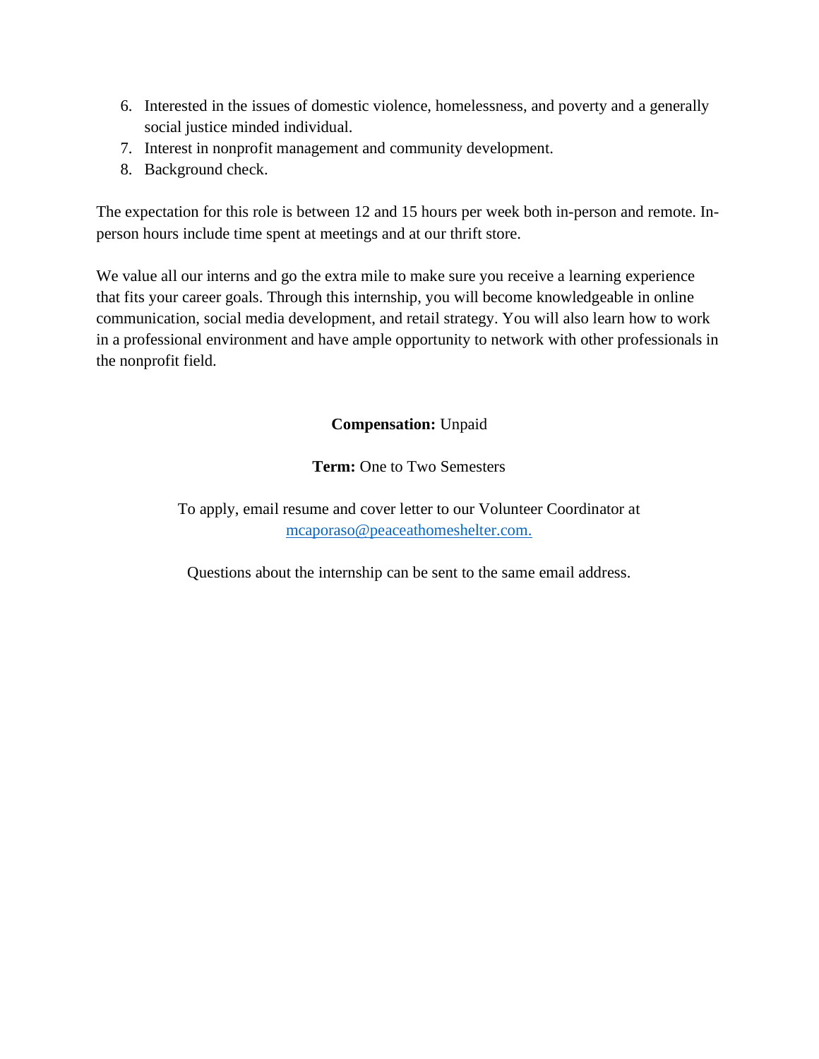6. Interested in the issues of domestic violence, homelessness, and poverty and a generally social justice minded individual.
7. Interest in nonprofit management and community development.
8. Background check.

The expectation for this role is between 12 and 15 hours per week both in-person and remote. In-person hours include time spent at meetings and at our thrift store.

We value all our interns and go the extra mile to make sure you receive a learning experience that fits your career goals. Through this internship, you will become knowledgeable in online communication, social media development, and retail strategy. You will also learn how to work in a professional environment and have ample opportunity to network with other professionals in the nonprofit field.

**Compensation:** Unpaid

**Term:** One to Two Semesters

To apply, email resume and cover letter to our Volunteer Coordinator at [mcaporaso@peaceathomeshelter.com.](mailto:mcaporaso@peaceathomeshelter.com)

Questions about the internship can be sent to the same email address.